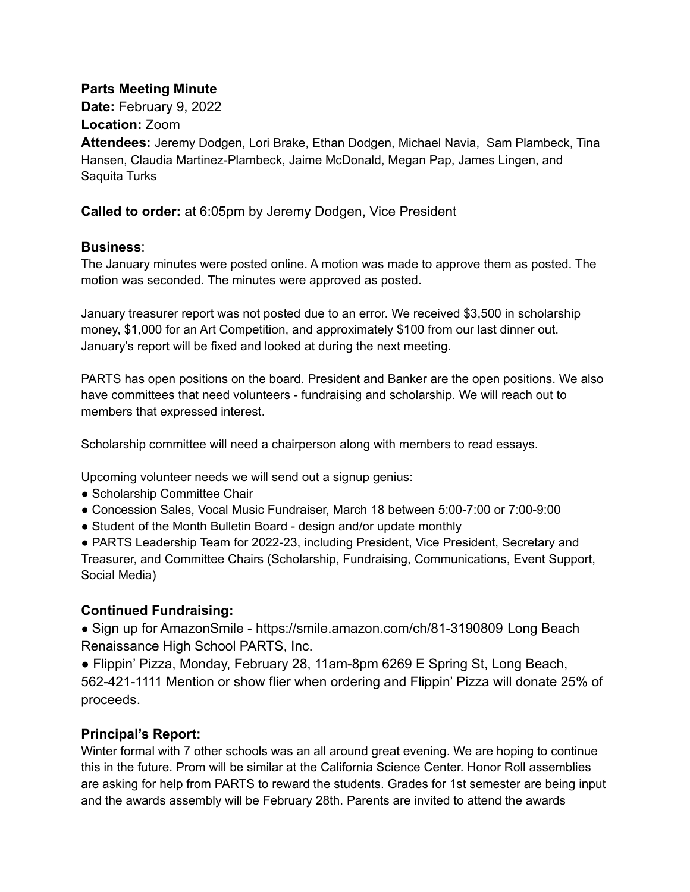**Parts Meeting Minute**
**Date:** February 9, 2022
**Location:** Zoom
**Attendees:** Jeremy Dodgen, Lori Brake, Ethan Dodgen, Michael Navia, Sam Plambeck, Tina Hansen, Claudia Martinez-Plambeck, Jaime McDonald, Megan Pap, James Lingen, and Saquita Turks

**Called to order:** at 6:05pm by Jeremy Dodgen, Vice President

### Business:

The January minutes were posted online. A motion was made to approve them as posted. The motion was seconded. The minutes were approved as posted.

January treasurer report was not posted due to an error. We received $3,500 in scholarship money, $1,000 for an Art Competition, and approximately $100 from our last dinner out. January's report will be fixed and looked at during the next meeting.

PARTS has open positions on the board. President and Banker are the open positions. We also have committees that need volunteers - fundraising and scholarship. We will reach out to members that expressed interest.

Scholarship committee will need a chairperson along with members to read essays.

Upcoming volunteer needs we will send out a signup genius:

- Scholarship Committee Chair
- Concession Sales, Vocal Music Fundraiser, March 18 between 5:00-7:00 or 7:00-9:00
- Student of the Month Bulletin Board - design and/or update monthly
- PARTS Leadership Team for 2022-23, including President, Vice President, Secretary and Treasurer, and Committee Chairs (Scholarship, Fundraising, Communications, Event Support, Social Media)

### Continued Fundraising:

- Sign up for AmazonSmile - https://smile.amazon.com/ch/81-3190809 Long Beach Renaissance High School PARTS, Inc.
- Flippin' Pizza, Monday, February 28, 11am-8pm 6269 E Spring St, Long Beach, 562-421-1111 Mention or show flier when ordering and Flippin' Pizza will donate 25% of proceeds.

### Principal's Report:

Winter formal with 7 other schools was an all around great evening. We are hoping to continue this in the future. Prom will be similar at the California Science Center. Honor Roll assemblies are asking for help from PARTS to reward the students. Grades for 1st semester are being input and the awards assembly will be February 28th. Parents are invited to attend the awards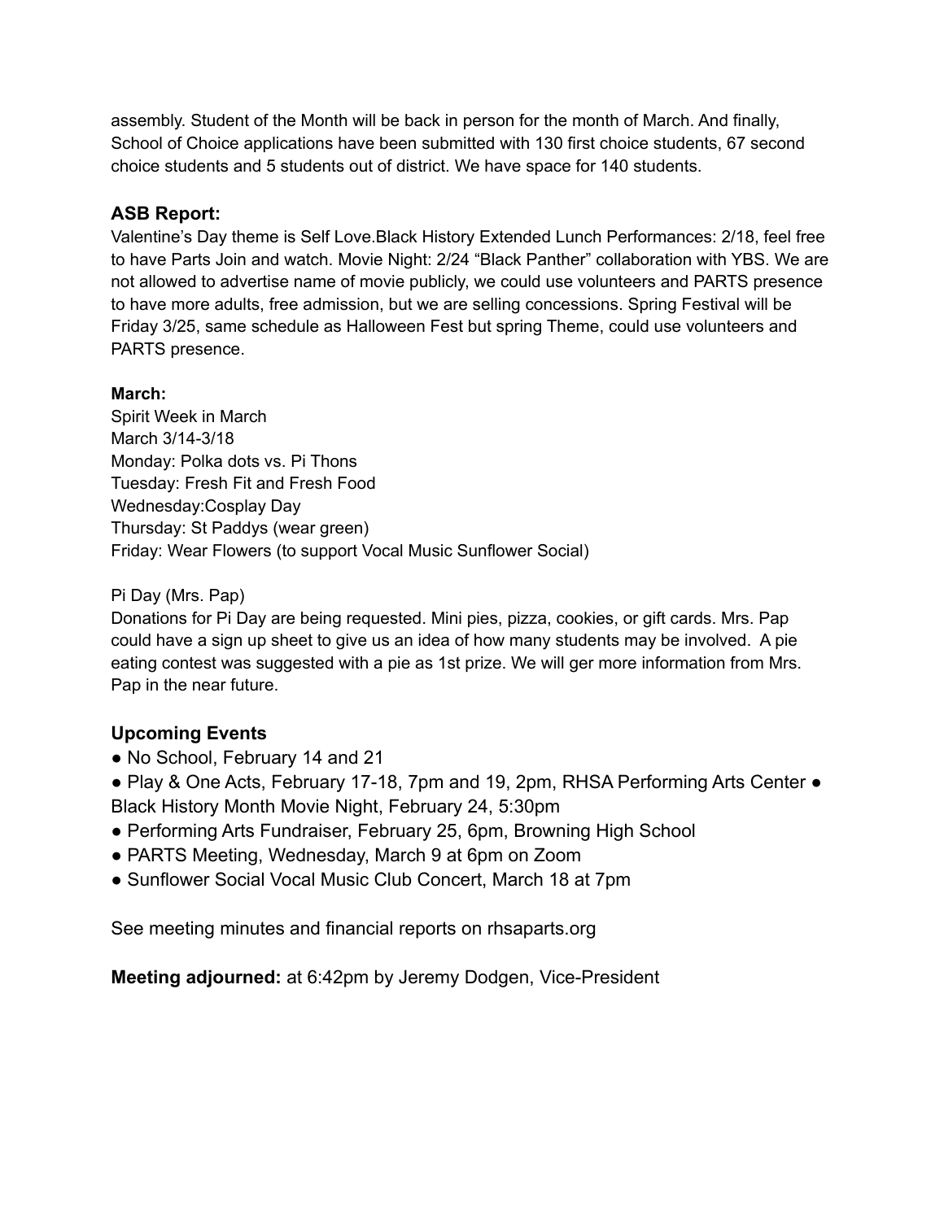assembly. Student of the Month will be back in person for the month of March. And finally, School of Choice applications have been submitted with 130 first choice students, 67 second choice students and 5 students out of district. We have space for 140 students.

### ASB Report:

Valentine's Day theme is Self Love.Black History Extended Lunch Performances: 2/18, feel free to have Parts Join and watch. Movie Night: 2/24 "Black Panther" collaboration with YBS. We are not allowed to advertise name of movie publicly, we could use volunteers and PARTS presence to have more adults, free admission, but we are selling concessions. Spring Festival will be Friday 3/25, same schedule as Halloween Fest but spring Theme, could use volunteers and PARTS presence.

**March:**

Spirit Week in March
March 3/14-3/18
Monday: Polka dots vs. Pi Thons
Tuesday: Fresh Fit and Fresh Food
Wednesday:Cosplay Day
Thursday: St Paddys (wear green)
Friday: Wear Flowers (to support Vocal Music Sunflower Social)

Pi Day (Mrs. Pap)
Donations for Pi Day are being requested. Mini pies, pizza, cookies, or gift cards. Mrs. Pap could have a sign up sheet to give us an idea of how many students may be involved. A pie eating contest was suggested with a pie as 1st prize. We will ger more information from Mrs. Pap in the near future.

### Upcoming Events

- No School, February 14 and 21
- Play & One Acts, February 17-18, 7pm and 19, 2pm, RHSA Performing Arts Center
- Black History Month Movie Night, February 24, 5:30pm
- Performing Arts Fundraiser, February 25, 6pm, Browning High School
- PARTS Meeting, Wednesday, March 9 at 6pm on Zoom
- Sunflower Social Vocal Music Club Concert, March 18 at 7pm

See meeting minutes and financial reports on rhsaparts.org

**Meeting adjourned:** at 6:42pm by Jeremy Dodgen, Vice-President